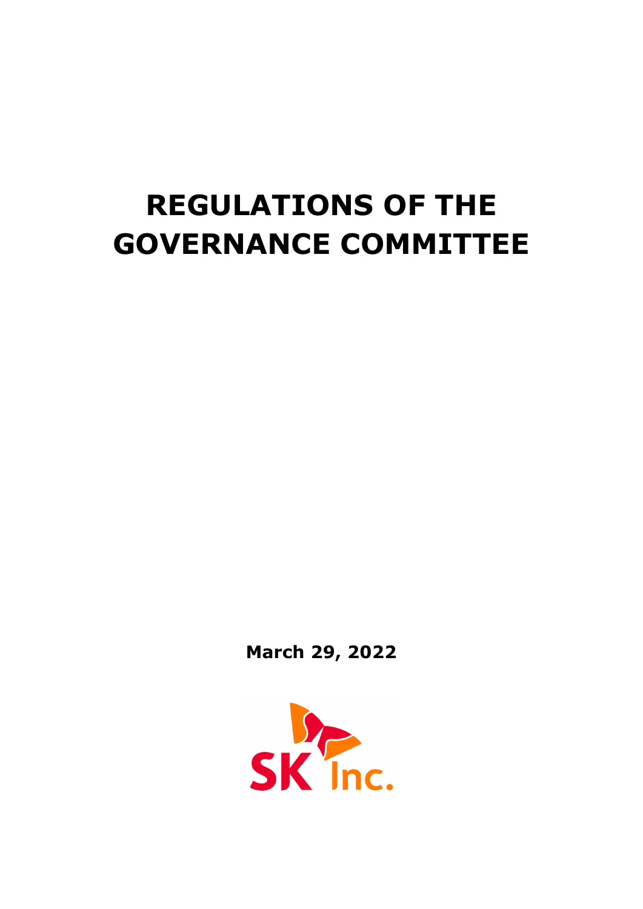# REGULATIONS OF THE GOVERNANCE COMMITTEE

**March 29, 2022**

SK Inc.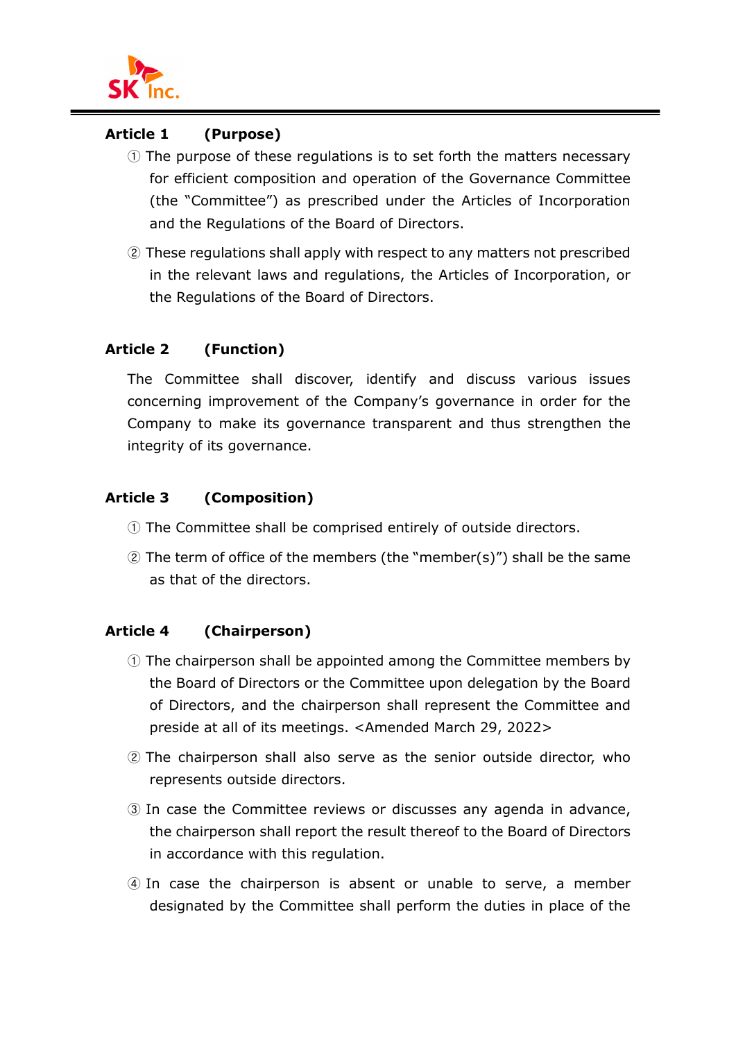## Article 1 (Purpose)

① The purpose of these regulations is to set forth the matters necessary for efficient composition and operation of the Governance Committee (the "Committee") as prescribed under the Articles of Incorporation and the Regulations of the Board of Directors.

② These regulations shall apply with respect to any matters not prescribed in the relevant laws and regulations, the Articles of Incorporation, or the Regulations of the Board of Directors.

## Article 2 (Function)

The Committee shall discover, identify and discuss various issues concerning improvement of the Company's governance in order for the Company to make its governance transparent and thus strengthen the integrity of its governance.

## Article 3 (Composition)

① The Committee shall be comprised entirely of outside directors.

② The term of office of the members (the "member(s)") shall be the same as that of the directors.

## Article 4 (Chairperson)

① The chairperson shall be appointed among the Committee members by the Board of Directors or the Committee upon delegation by the Board of Directors, and the chairperson shall represent the Committee and preside at all of its meetings. <Amended March 29, 2022>

② The chairperson shall also serve as the senior outside director, who represents outside directors.

③ In case the Committee reviews or discusses any agenda in advance, the chairperson shall report the result thereof to the Board of Directors in accordance with this regulation.

④ In case the chairperson is absent or unable to serve, a member designated by the Committee shall perform the duties in place of the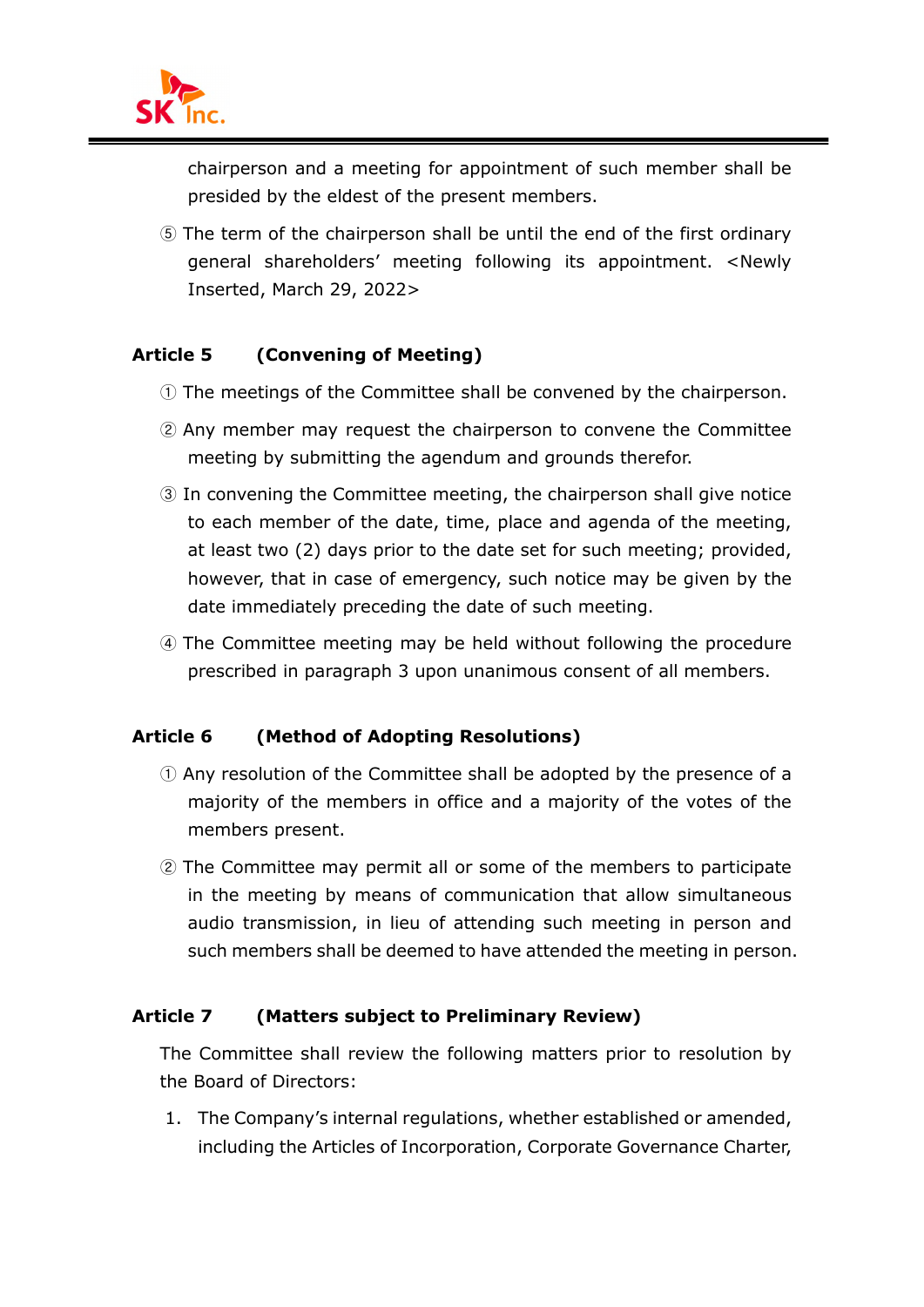chairperson and a meeting for appointment of such member shall be presided by the eldest of the present members.

⑤ The term of the chairperson shall be until the end of the first ordinary general shareholders' meeting following its appointment. <Newly Inserted, March 29, 2022>

**Article 5 (Convening of Meeting)**

① The meetings of the Committee shall be convened by the chairperson.

② Any member may request the chairperson to convene the Committee meeting by submitting the agendum and grounds therefor.

③ In convening the Committee meeting, the chairperson shall give notice to each member of the date, time, place and agenda of the meeting, at least two (2) days prior to the date set for such meeting; provided, however, that in case of emergency, such notice may be given by the date immediately preceding the date of such meeting.

④ The Committee meeting may be held without following the procedure prescribed in paragraph 3 upon unanimous consent of all members.

**Article 6 (Method of Adopting Resolutions)**

① Any resolution of the Committee shall be adopted by the presence of a majority of the members in office and a majority of the votes of the members present.

② The Committee may permit all or some of the members to participate in the meeting by means of communication that allow simultaneous audio transmission, in lieu of attending such meeting in person and such members shall be deemed to have attended the meeting in person.

**Article 7 (Matters subject to Preliminary Review)**

The Committee shall review the following matters prior to resolution by the Board of Directors:

1. The Company's internal regulations, whether established or amended, including the Articles of Incorporation, Corporate Governance Charter,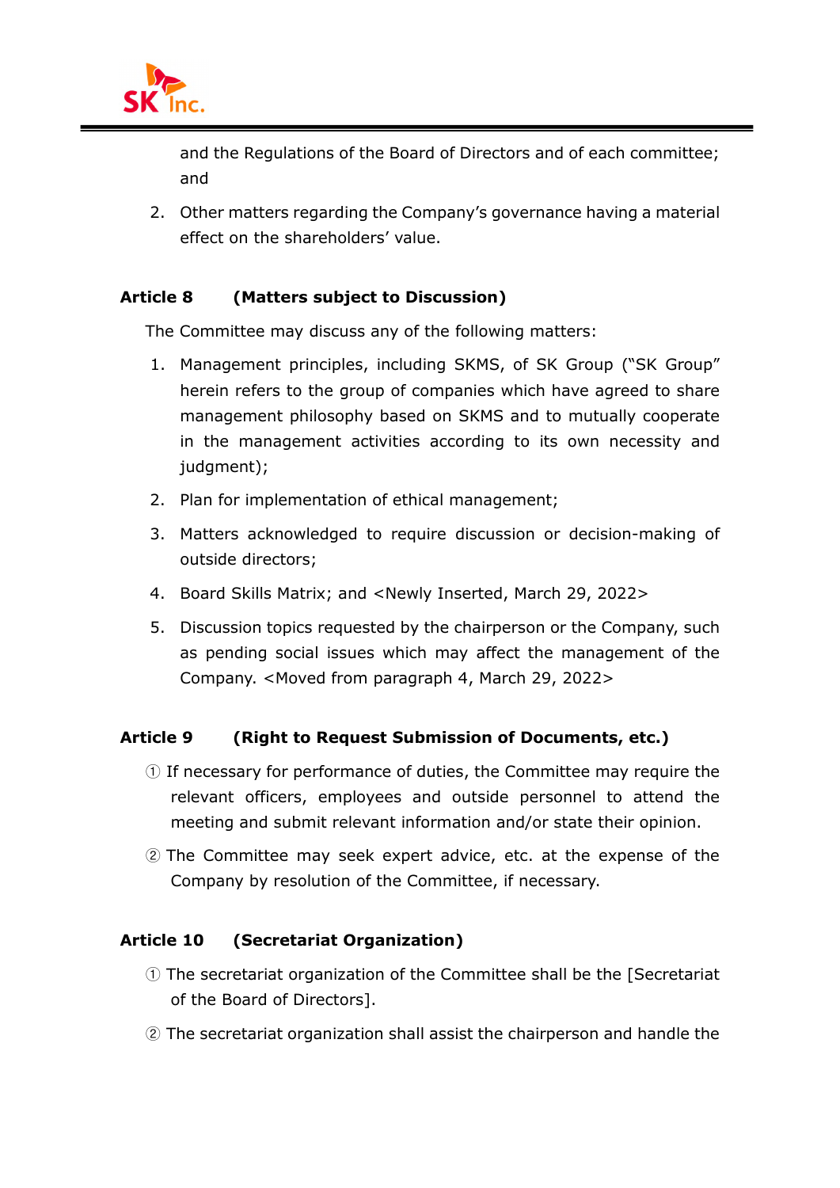and the Regulations of the Board of Directors and of each committee; and

2. Other matters regarding the Company's governance having a material effect on the shareholders' value.

**Article 8 (Matters subject to Discussion)**

The Committee may discuss any of the following matters:

1. Management principles, including SKMS, of SK Group ("SK Group" herein refers to the group of companies which have agreed to share management philosophy based on SKMS and to mutually cooperate in the management activities according to its own necessity and judgment);
2. Plan for implementation of ethical management;
3. Matters acknowledged to require discussion or decision-making of outside directors;
4. Board Skills Matrix; and <Newly Inserted, March 29, 2022>
5. Discussion topics requested by the chairperson or the Company, such as pending social issues which may affect the management of the Company. <Moved from paragraph 4, March 29, 2022>

**Article 9 (Right to Request Submission of Documents, etc.)**

① If necessary for performance of duties, the Committee may require the relevant officers, employees and outside personnel to attend the meeting and submit relevant information and/or state their opinion.

② The Committee may seek expert advice, etc. at the expense of the Company by resolution of the Committee, if necessary.

**Article 10 (Secretariat Organization)**

① The secretariat organization of the Committee shall be the [Secretariat of the Board of Directors].

② The secretariat organization shall assist the chairperson and handle the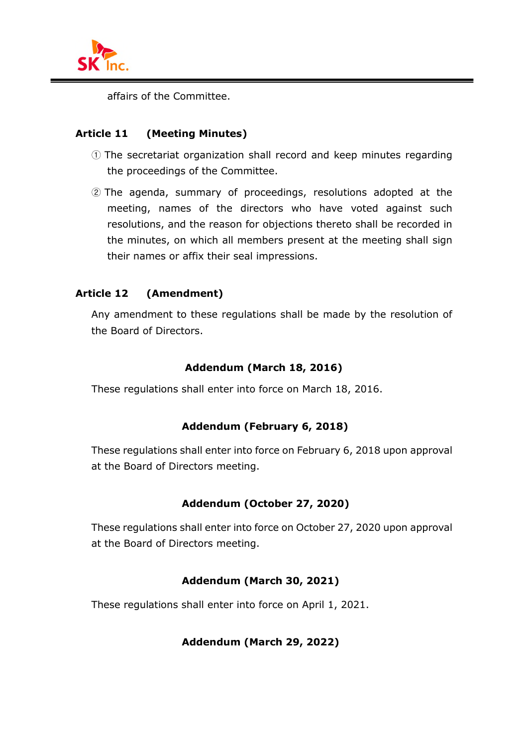affairs of the Committee.

**Article 11 (Meeting Minutes)**

① The secretariat organization shall record and keep minutes regarding the proceedings of the Committee.

② The agenda, summary of proceedings, resolutions adopted at the meeting, names of the directors who have voted against such resolutions, and the reason for objections thereto shall be recorded in the minutes, on which all members present at the meeting shall sign their names or affix their seal impressions.

**Article 12 (Amendment)**

Any amendment to these regulations shall be made by the resolution of the Board of Directors.

**Addendum (March 18, 2016)**

These regulations shall enter into force on March 18, 2016.

**Addendum (February 6, 2018)**

These regulations shall enter into force on February 6, 2018 upon approval at the Board of Directors meeting.

**Addendum (October 27, 2020)**

These regulations shall enter into force on October 27, 2020 upon approval at the Board of Directors meeting.

**Addendum (March 30, 2021)**

These regulations shall enter into force on April 1, 2021.

**Addendum (March 29, 2022)**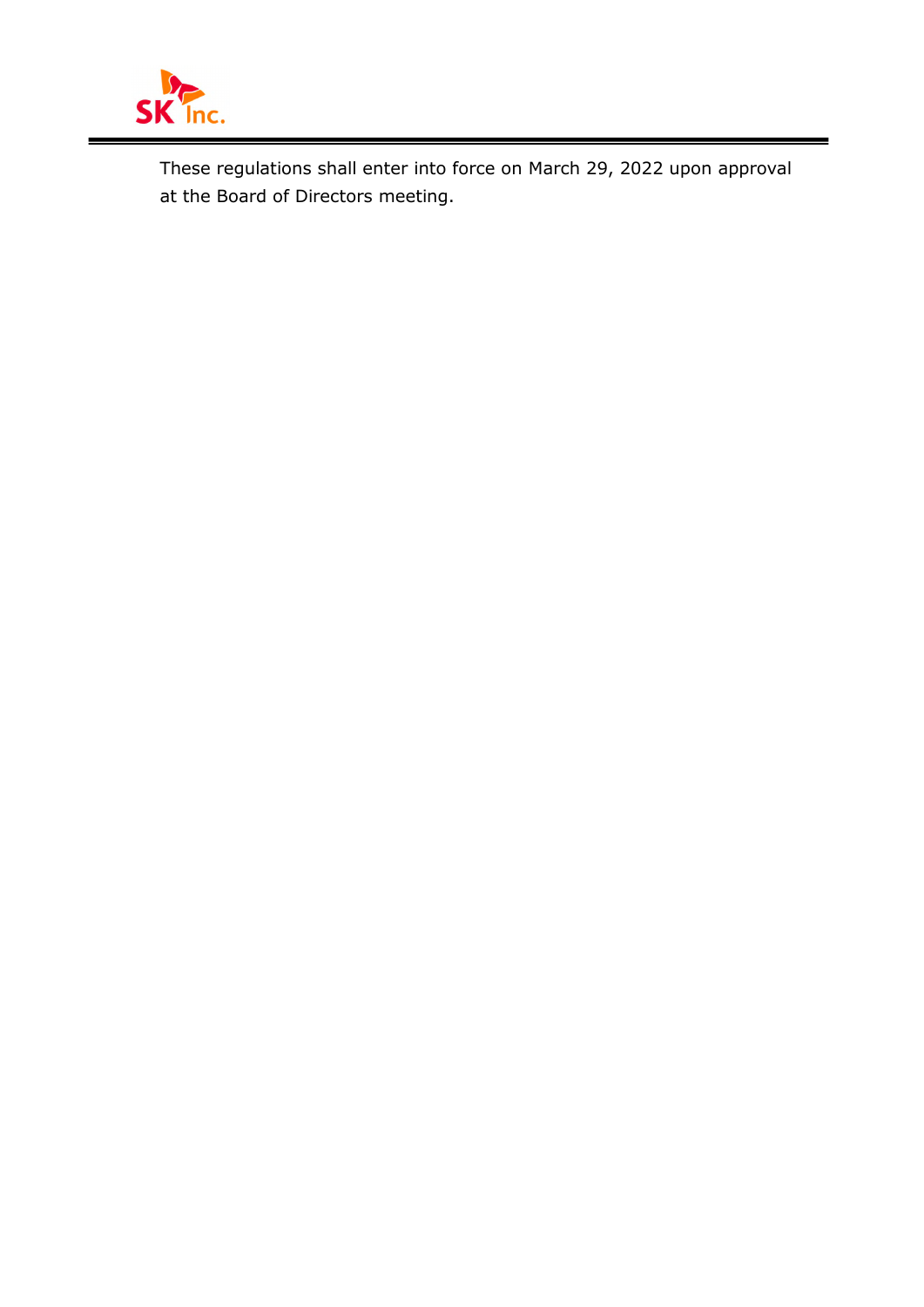These regulations shall enter into force on March 29, 2022 upon approval at the Board of Directors meeting.